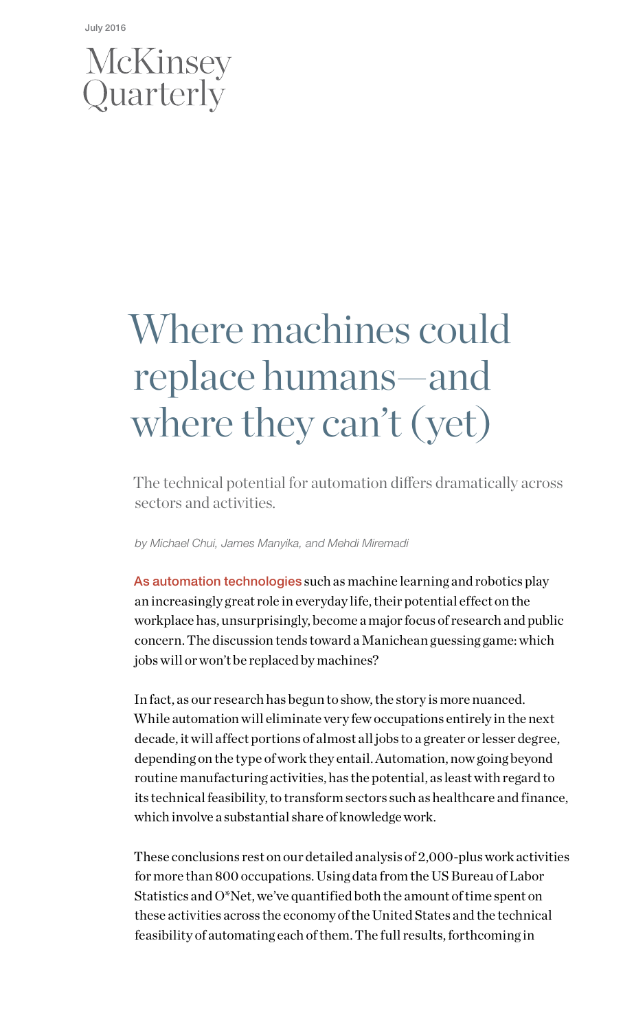July 2016

McKinsey Quarterly

# Where machines could replace humans—and where they can't (yet)

The technical potential for automation differs dramatically across sectors and activities.

*by Michael Chui, James Manyika, and Mehdi Miremadi*

As automation technologies such as machine learning and robotics play an increasingly great role in everyday life, their potential effect on the workplace has, unsurprisingly, become a major focus of research and public concern. The discussion tends toward a Manichean guessing game: which jobs will or won't be replaced by machines?

In fact, as our research has begun to show, the story is more nuanced. While automation will eliminate very few occupations entirely in the next decade, it will affect portions of almost all jobs to a greater or lesser degree, depending on the type of work they entail. Automation, now going beyond routine manufacturing activities, has the potential, as least with regard to its technical feasibility, to transform sectors such as healthcare and finance, which involve a substantial share of knowledge work.

These conclusions rest on our detailed analysis of 2,000-plus work activities for more than 800 occupations. Using data from the US Bureau of Labor Statistics and O*Net, we've quantified both the amount of time spent on these activities across the economy of the United States and the technical feasibility of automating each of them. The full results, forthcoming in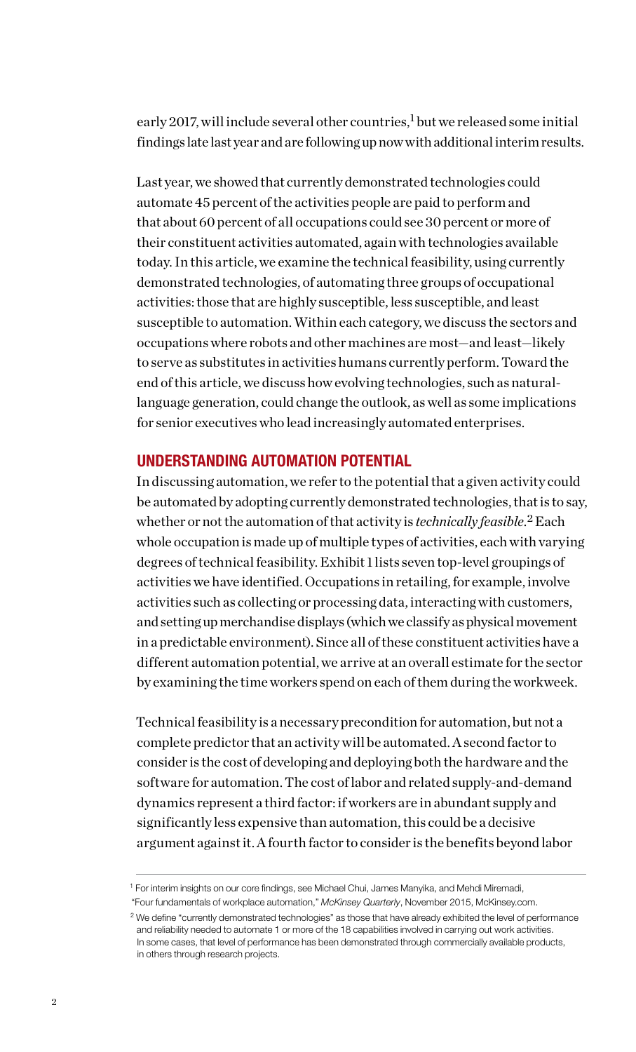early 2017, will include several other countries,[1] but we released some initial findings late last year and are following up now with additional interim results.

Last year, we showed that currently demonstrated technologies could automate 45 percent of the activities people are paid to perform and that about 60 percent of all occupations could see 30 percent or more of their constituent activities automated, again with technologies available today. In this article, we examine the technical feasibility, using currently demonstrated technologies, of automating three groups of occupational activities: those that are highly susceptible, less susceptible, and least susceptible to automation. Within each category, we discuss the sectors and occupations where robots and other machines are most—and least—likely to serve as substitutes in activities humans currently perform. Toward the end of this article, we discuss how evolving technologies, such as natural-language generation, could change the outlook, as well as some implications for senior executives who lead increasingly automated enterprises.

## UNDERSTANDING AUTOMATION POTENTIAL

In discussing automation, we refer to the potential that a given activity could be automated by adopting currently demonstrated technologies, that is to say, whether or not the automation of that activity is *technically feasible*.[2] Each whole occupation is made up of multiple types of activities, each with varying degrees of technical feasibility. Exhibit 1 lists seven top-level groupings of activities we have identified. Occupations in retailing, for example, involve activities such as collecting or processing data, interacting with customers, and setting up merchandise displays (which we classify as physical movement in a predictable environment). Since all of these constituent activities have a different automation potential, we arrive at an overall estimate for the sector by examining the time workers spend on each of them during the workweek.

Technical feasibility is a necessary precondition for automation, but not a complete predictor that an activity will be automated. A second factor to consider is the cost of developing and deploying both the hardware and the software for automation. The cost of labor and related supply-and-demand dynamics represent a third factor: if workers are in abundant supply and significantly less expensive than automation, this could be a decisive argument against it. A fourth factor to consider is the benefits beyond labor

---

[1] For interim insights on our core findings, see Michael Chui, James Manyika, and Mehdi Miremadi, "Four fundamentals of workplace automation," *McKinsey Quarterly*, November 2015, McKinsey.com.

[2] We define "currently demonstrated technologies" as those that have already exhibited the level of performance and reliability needed to automate 1 or more of the 18 capabilities involved in carrying out work activities. In some cases, that level of performance has been demonstrated through commercially available products, in others through research projects.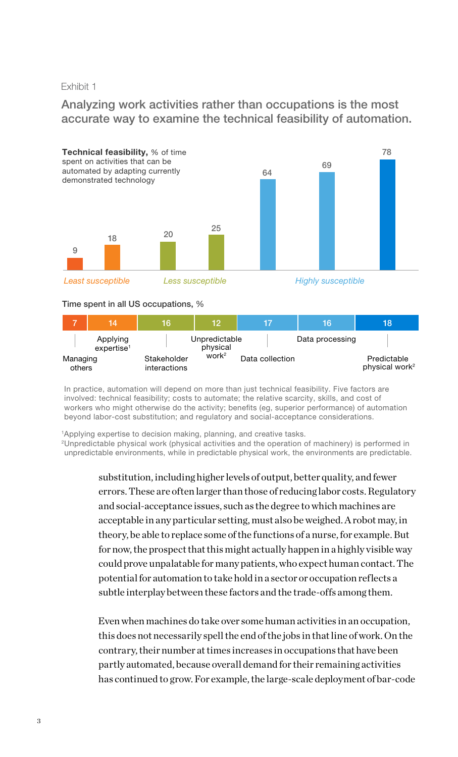Exhibit 1

## Analyzing work activities rather than occupations is the most accurate way to examine the technical feasibility of automation.

**Technical feasibility,** % of time spent on activities that can be automated by adapting currently demonstrated technology

| Activity | Technical feasibility, % | Susceptibility |
|---|---|---|
| Managing others | 9 | *Least susceptible* |
| Applying expertise[1] | 18 | *Least susceptible* |
| Stakeholder interactions | 20 | *Less susceptible* |
| Unpredictable physical work[2] | 25 | *Less susceptible* |
| Data collection | 64 | *Highly susceptible* |
| Data processing | 69 | *Highly susceptible* |
| Predictable physical work[2] | 78 | *Highly susceptible* |

**Time spent in all US occupations,** %

| Managing others | Applying expertise[1] | Stakeholder interactions | Unpredictable physical work[2] | Data collection | Data processing | Predictable physical work[2] |
|---|---|---|---|---|---|---|
| 7 | 14 | 16 | 12 | 17 | 16 | 18 |

In practice, automation will depend on more than just technical feasibility. Five factors are involved: technical feasibility; costs to automate; the relative scarcity, skills, and cost of workers who might otherwise do the activity; benefits (eg, superior performance) of automation beyond labor-cost substitution; and regulatory and social-acceptance considerations.

[1]Applying expertise to decision making, planning, and creative tasks.
[2]Unpredictable physical work (physical activities and the operation of machinery) is performed in unpredictable environments, while in predictable physical work, the environments are predictable.

substitution, including higher levels of output, better quality, and fewer errors. These are often larger than those of reducing labor costs. Regulatory and social-acceptance issues, such as the degree to which machines are acceptable in any particular setting, must also be weighed. A robot may, in theory, be able to replace some of the functions of a nurse, for example. But for now, the prospect that this might actually happen in a highly visible way could prove unpalatable for many patients, who expect human contact. The potential for automation to take hold in a sector or occupation reflects a subtle interplay between these factors and the trade-offs among them.

Even when machines do take over some human activities in an occupation, this does not necessarily spell the end of the jobs in that line of work. On the contrary, their number at times increases in occupations that have been partly automated, because overall demand for their remaining activities has continued to grow. For example, the large-scale deployment of bar-code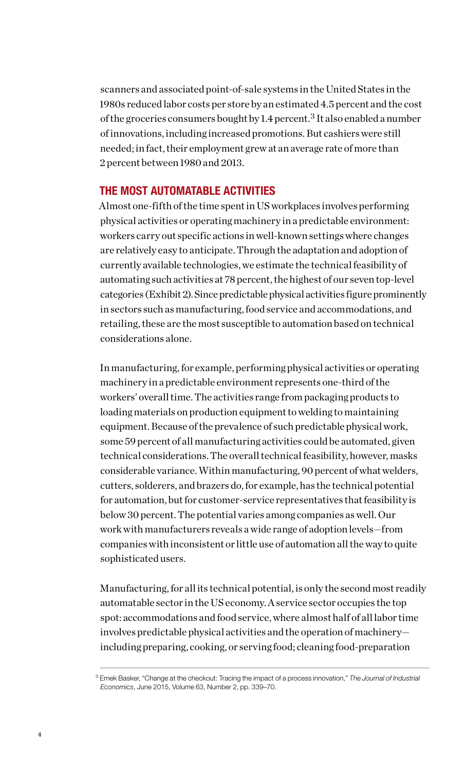scanners and associated point-of-sale systems in the United States in the 1980s reduced labor costs per store by an estimated 4.5 percent and the cost of the groceries consumers bought by 1.4 percent.[3] It also enabled a number of innovations, including increased promotions. But cashiers were still needed; in fact, their employment grew at an average rate of more than 2 percent between 1980 and 2013.

## THE MOST AUTOMATABLE ACTIVITIES

Almost one-fifth of the time spent in US workplaces involves performing physical activities or operating machinery in a predictable environment: workers carry out specific actions in well-known settings where changes are relatively easy to anticipate. Through the adaptation and adoption of currently available technologies, we estimate the technical feasibility of automating such activities at 78 percent, the highest of our seven top-level categories (Exhibit 2). Since predictable physical activities figure prominently in sectors such as manufacturing, food service and accommodations, and retailing, these are the most susceptible to automation based on technical considerations alone.

In manufacturing, for example, performing physical activities or operating machinery in a predictable environment represents one-third of the workers' overall time. The activities range from packaging products to loading materials on production equipment to welding to maintaining equipment. Because of the prevalence of such predictable physical work, some 59 percent of all manufacturing activities could be automated, given technical considerations. The overall technical feasibility, however, masks considerable variance. Within manufacturing, 90 percent of what welders, cutters, solderers, and brazers do, for example, has the technical potential for automation, but for customer-service representatives that feasibility is below 30 percent. The potential varies among companies as well. Our work with manufacturers reveals a wide range of adoption levels—from companies with inconsistent or little use of automation all the way to quite sophisticated users.

Manufacturing, for all its technical potential, is only the second most readily automatable sector in the US economy. A service sector occupies the top spot: accommodations and food service, where almost half of all labor time involves predictable physical activities and the operation of machinery—including preparing, cooking, or serving food; cleaning food-preparation

---

[3] Emek Basker, "Change at the checkout: Tracing the impact of a process innovation," *The Journal of Industrial Economics*, June 2015, Volume 63, Number 2, pp. 339–70.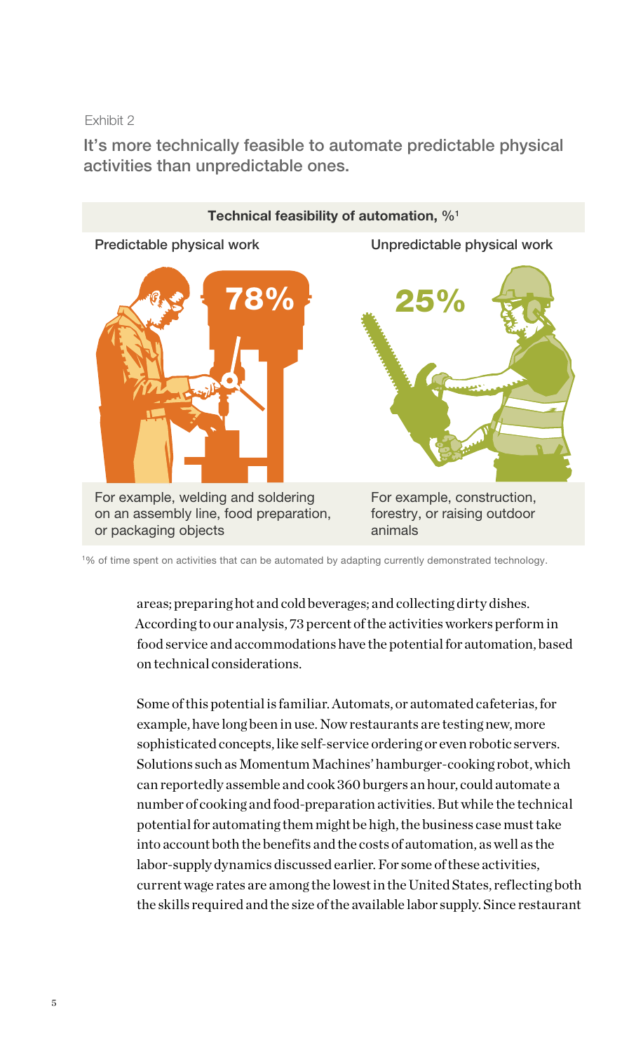Exhibit 2

## It's more technically feasible to automate predictable physical activities than unpredictable ones.

**Technical feasibility of automation, %**[1]

| Predictable physical work | Unpredictable physical work |
| --- | --- |
| 78% | 25% |
| For example, welding and soldering on an assembly line, food preparation, or packaging objects | For example, construction, forestry, or raising outdoor animals |

[1]% of time spent on activities that can be automated by adapting currently demonstrated technology.

areas; preparing hot and cold beverages; and collecting dirty dishes. According to our analysis, 73 percent of the activities workers perform in food service and accommodations have the potential for automation, based on technical considerations.

Some of this potential is familiar. Automats, or automated cafeterias, for example, have long been in use. Now restaurants are testing new, more sophisticated concepts, like self-service ordering or even robotic servers. Solutions such as Momentum Machines' hamburger-cooking robot, which can reportedly assemble and cook 360 burgers an hour, could automate a number of cooking and food-preparation activities. But while the technical potential for automating them might be high, the business case must take into account both the benefits and the costs of automation, as well as the labor-supply dynamics discussed earlier. For some of these activities, current wage rates are among the lowest in the United States, reflecting both the skills required and the size of the available labor supply. Since restaurant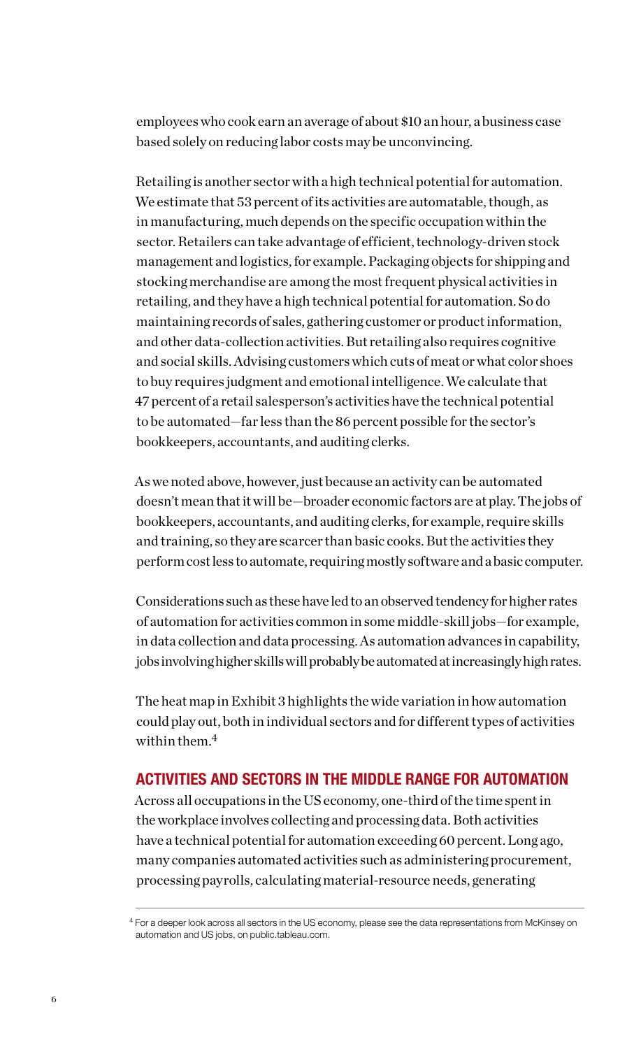employees who cook earn an average of about $10 an hour, a business case based solely on reducing labor costs may be unconvincing.

Retailing is another sector with a high technical potential for automation. We estimate that 53 percent of its activities are automatable, though, as in manufacturing, much depends on the specific occupation within the sector. Retailers can take advantage of efficient, technology-driven stock management and logistics, for example. Packaging objects for shipping and stocking merchandise are among the most frequent physical activities in retailing, and they have a high technical potential for automation. So do maintaining records of sales, gathering customer or product information, and other data-collection activities. But retailing also requires cognitive and social skills. Advising customers which cuts of meat or what color shoes to buy requires judgment and emotional intelligence. We calculate that 47 percent of a retail salesperson's activities have the technical potential to be automated—far less than the 86 percent possible for the sector's bookkeepers, accountants, and auditing clerks.

As we noted above, however, just because an activity can be automated doesn't mean that it will be—broader economic factors are at play. The jobs of bookkeepers, accountants, and auditing clerks, for example, require skills and training, so they are scarcer than basic cooks. But the activities they perform cost less to automate, requiring mostly software and a basic computer.

Considerations such as these have led to an observed tendency for higher rates of automation for activities common in some middle-skill jobs—for example, in data collection and data processing. As automation advances in capability, jobs involving higher skills will probably be automated at increasingly high rates.

The heat map in Exhibit 3 highlights the wide variation in how automation could play out, both in individual sectors and for different types of activities within them.[4]

## ACTIVITIES AND SECTORS IN THE MIDDLE RANGE FOR AUTOMATION

Across all occupations in the US economy, one-third of the time spent in the workplace involves collecting and processing data. Both activities have a technical potential for automation exceeding 60 percent. Long ago, many companies automated activities such as administering procurement, processing payrolls, calculating material-resource needs, generating

---

[4] For a deeper look across all sectors in the US economy, please see the data representations from McKinsey on automation and US jobs, on public.tableau.com.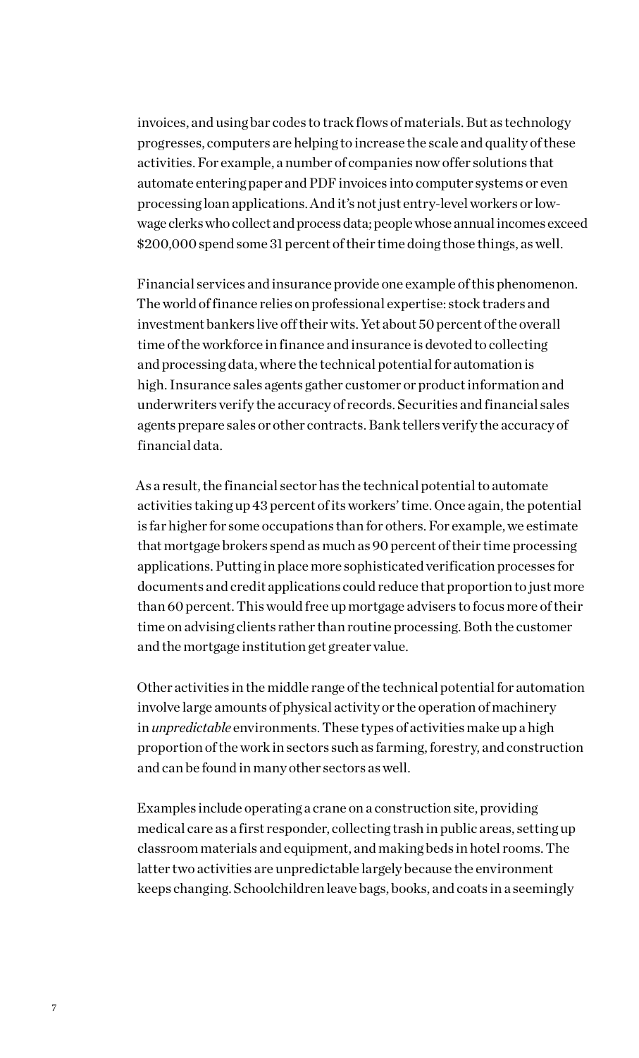invoices, and using bar codes to track flows of materials. But as technology progresses, computers are helping to increase the scale and quality of these activities. For example, a number of companies now offer solutions that automate entering paper and PDF invoices into computer systems or even processing loan applications. And it's not just entry-level workers or low-wage clerks who collect and process data; people whose annual incomes exceed $200,000 spend some 31 percent of their time doing those things, as well.

Financial services and insurance provide one example of this phenomenon. The world of finance relies on professional expertise: stock traders and investment bankers live off their wits. Yet about 50 percent of the overall time of the workforce in finance and insurance is devoted to collecting and processing data, where the technical potential for automation is high. Insurance sales agents gather customer or product information and underwriters verify the accuracy of records. Securities and financial sales agents prepare sales or other contracts. Bank tellers verify the accuracy of financial data.

As a result, the financial sector has the technical potential to automate activities taking up 43 percent of its workers' time. Once again, the potential is far higher for some occupations than for others. For example, we estimate that mortgage brokers spend as much as 90 percent of their time processing applications. Putting in place more sophisticated verification processes for documents and credit applications could reduce that proportion to just more than 60 percent. This would free up mortgage advisers to focus more of their time on advising clients rather than routine processing. Both the customer and the mortgage institution get greater value.

Other activities in the middle range of the technical potential for automation involve large amounts of physical activity or the operation of machinery in *unpredictable* environments. These types of activities make up a high proportion of the work in sectors such as farming, forestry, and construction and can be found in many other sectors as well.

Examples include operating a crane on a construction site, providing medical care as a first responder, collecting trash in public areas, setting up classroom materials and equipment, and making beds in hotel rooms. The latter two activities are unpredictable largely because the environment keeps changing. Schoolchildren leave bags, books, and coats in a seemingly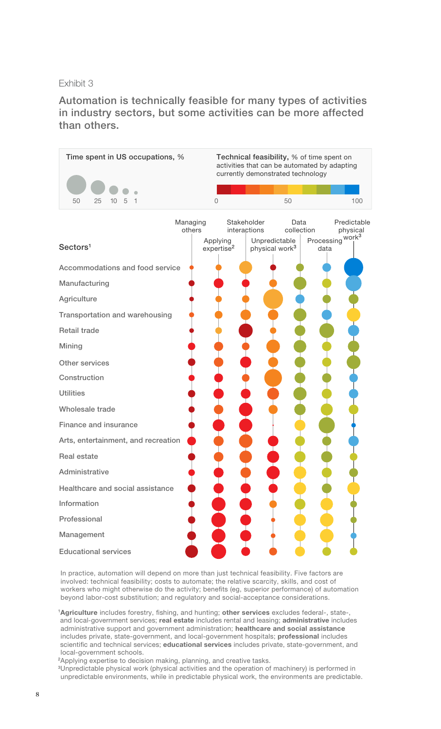Exhibit 3

## Automation is technically feasible for many types of activities in industry sectors, but some activities can be more affected than others.

Time spent in US occupations, %

50 25 10 5 1

**Technical feasibility,** % of time spent on activities that can be automated by adapting currently demonstrated technology

0 50 100

Sectors[1]

Managing others | Applying expertise[2] | Stakeholder interactions | Unpredictable physical work[3] | Data collection | Processing data | Predictable physical work[3]

- Accommodations and food service
- Manufacturing
- Agriculture
- Transportation and warehousing
- Retail trade
- Mining
- Other services
- Construction
- Utilities
- Wholesale trade
- Finance and insurance
- Arts, entertainment, and recreation
- Real estate
- Administrative
- Healthcare and social assistance
- Information
- Professional
- Management
- Educational services

In practice, automation will depend on more than just technical feasibility. Five factors are involved: technical feasibility; costs to automate; the relative scarcity, skills, and cost of workers who might otherwise do the activity; benefits (eg, superior performance) of automation beyond labor-cost substitution; and regulatory and social-acceptance considerations.

[1]**Agriculture** includes forestry, fishing, and hunting; **other services** excludes federal-, state-, and local-government services; **real estate** includes rental and leasing; **administrative** includes administrative support and government administration; **healthcare and social assistance** includes private, state-government, and local-government hospitals; **professional** includes scientific and technical services; **educational services** includes private, state-government, and local-government schools.

[2]Applying expertise to decision making, planning, and creative tasks.

[3]Unpredictable physical work (physical activities and the operation of machinery) is performed in unpredictable environments, while in predictable physical work, the environments are predictable.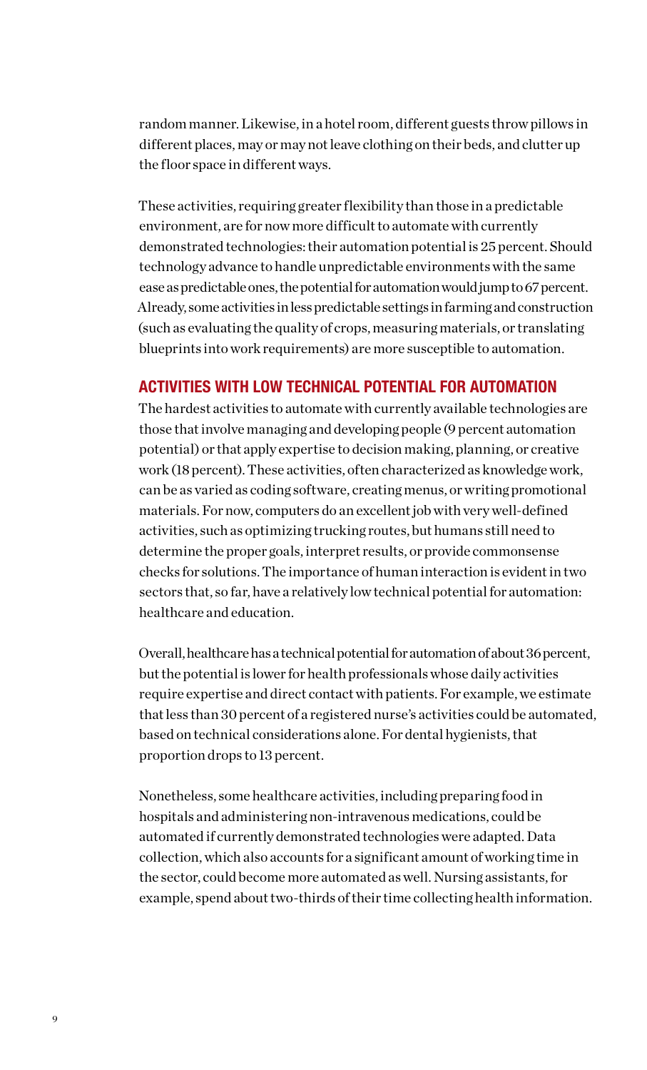random manner. Likewise, in a hotel room, different guests throw pillows in different places, may or may not leave clothing on their beds, and clutter up the floor space in different ways.

These activities, requiring greater flexibility than those in a predictable environment, are for now more difficult to automate with currently demonstrated technologies: their automation potential is 25 percent. Should technology advance to handle unpredictable environments with the same ease as predictable ones, the potential for automation would jump to 67 percent. Already, some activities in less predictable settings in farming and construction (such as evaluating the quality of crops, measuring materials, or translating blueprints into work requirements) are more susceptible to automation.

## ACTIVITIES WITH LOW TECHNICAL POTENTIAL FOR AUTOMATION

The hardest activities to automate with currently available technologies are those that involve managing and developing people (9 percent automation potential) or that apply expertise to decision making, planning, or creative work (18 percent). These activities, often characterized as knowledge work, can be as varied as coding software, creating menus, or writing promotional materials. For now, computers do an excellent job with very well-defined activities, such as optimizing trucking routes, but humans still need to determine the proper goals, interpret results, or provide commonsense checks for solutions. The importance of human interaction is evident in two sectors that, so far, have a relatively low technical potential for automation: healthcare and education.

Overall, healthcare has a technical potential for automation of about 36 percent, but the potential is lower for health professionals whose daily activities require expertise and direct contact with patients. For example, we estimate that less than 30 percent of a registered nurse's activities could be automated, based on technical considerations alone. For dental hygienists, that proportion drops to 13 percent.

Nonetheless, some healthcare activities, including preparing food in hospitals and administering non-intravenous medications, could be automated if currently demonstrated technologies were adapted. Data collection, which also accounts for a significant amount of working time in the sector, could become more automated as well. Nursing assistants, for example, spend about two-thirds of their time collecting health information.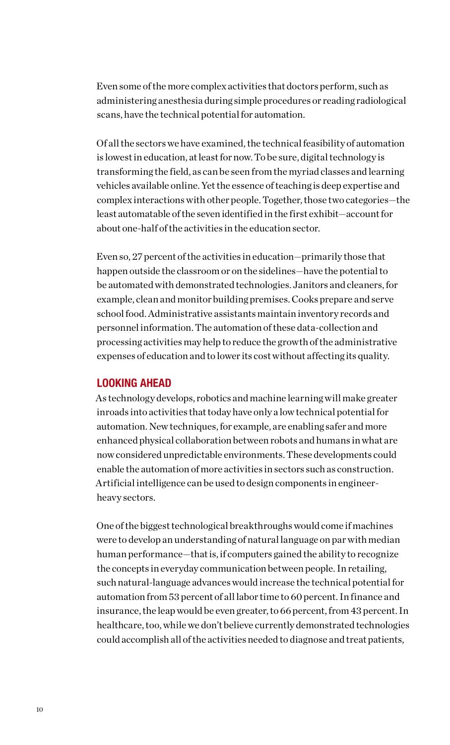Even some of the more complex activities that doctors perform, such as administering anesthesia during simple procedures or reading radiological scans, have the technical potential for automation.

Of all the sectors we have examined, the technical feasibility of automation is lowest in education, at least for now. To be sure, digital technology is transforming the field, as can be seen from the myriad classes and learning vehicles available online. Yet the essence of teaching is deep expertise and complex interactions with other people. Together, those two categories—the least automatable of the seven identified in the first exhibit—account for about one-half of the activities in the education sector.

Even so, 27 percent of the activities in education—primarily those that happen outside the classroom or on the sidelines—have the potential to be automated with demonstrated technologies. Janitors and cleaners, for example, clean and monitor building premises. Cooks prepare and serve school food. Administrative assistants maintain inventory records and personnel information. The automation of these data-collection and processing activities may help to reduce the growth of the administrative expenses of education and to lower its cost without affecting its quality.

## LOOKING AHEAD

As technology develops, robotics and machine learning will make greater inroads into activities that today have only a low technical potential for automation. New techniques, for example, are enabling safer and more enhanced physical collaboration between robots and humans in what are now considered unpredictable environments. These developments could enable the automation of more activities in sectors such as construction. Artificial intelligence can be used to design components in engineer-heavy sectors.

One of the biggest technological breakthroughs would come if machines were to develop an understanding of natural language on par with median human performance—that is, if computers gained the ability to recognize the concepts in everyday communication between people. In retailing, such natural-language advances would increase the technical potential for automation from 53 percent of all labor time to 60 percent. In finance and insurance, the leap would be even greater, to 66 percent, from 43 percent. In healthcare, too, while we don't believe currently demonstrated technologies could accomplish all of the activities needed to diagnose and treat patients,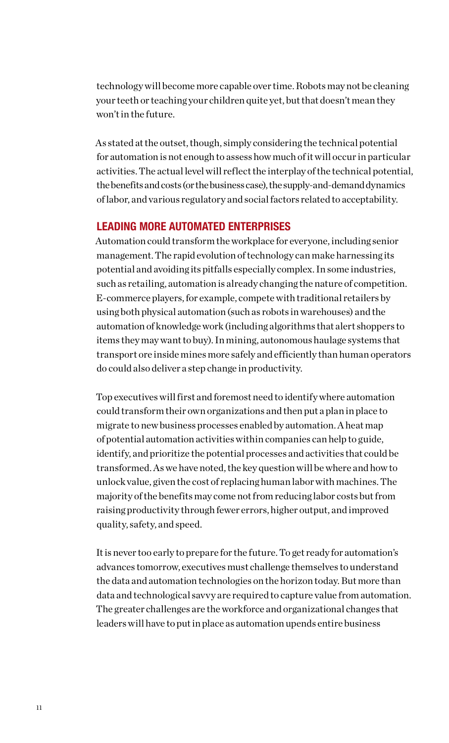technology will become more capable over time. Robots may not be cleaning your teeth or teaching your children quite yet, but that doesn't mean they won't in the future.

As stated at the outset, though, simply considering the technical potential for automation is not enough to assess how much of it will occur in particular activities. The actual level will reflect the interplay of the technical potential, the benefits and costs (or the business case), the supply-and-demand dynamics of labor, and various regulatory and social factors related to acceptability.

## LEADING MORE AUTOMATED ENTERPRISES

Automation could transform the workplace for everyone, including senior management. The rapid evolution of technology can make harnessing its potential and avoiding its pitfalls especially complex. In some industries, such as retailing, automation is already changing the nature of competition. E-commerce players, for example, compete with traditional retailers by using both physical automation (such as robots in warehouses) and the automation of knowledge work (including algorithms that alert shoppers to items they may want to buy). In mining, autonomous haulage systems that transport ore inside mines more safely and efficiently than human operators do could also deliver a step change in productivity.

Top executives will first and foremost need to identify where automation could transform their own organizations and then put a plan in place to migrate to new business processes enabled by automation. A heat map of potential automation activities within companies can help to guide, identify, and prioritize the potential processes and activities that could be transformed. As we have noted, the key question will be where and how to unlock value, given the cost of replacing human labor with machines. The majority of the benefits may come not from reducing labor costs but from raising productivity through fewer errors, higher output, and improved quality, safety, and speed.

It is never too early to prepare for the future. To get ready for automation's advances tomorrow, executives must challenge themselves to understand the data and automation technologies on the horizon today. But more than data and technological savvy are required to capture value from automation. The greater challenges are the workforce and organizational changes that leaders will have to put in place as automation upends entire business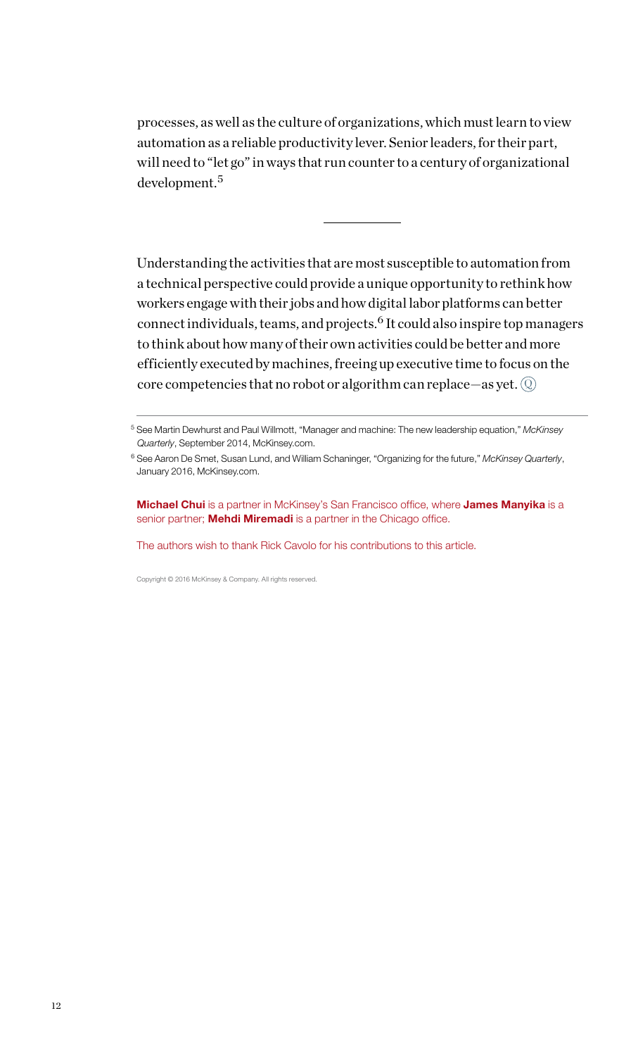processes, as well as the culture of organizations, which must learn to view automation as a reliable productivity lever. Senior leaders, for their part, will need to "let go" in ways that run counter to a century of organizational development.[5]

---

Understanding the activities that are most susceptible to automation from a technical perspective could provide a unique opportunity to rethink how workers engage with their jobs and how digital labor platforms can better connect individuals, teams, and projects.[6] It could also inspire top managers to think about how many of their own activities could be better and more efficiently executed by machines, freeing up executive time to focus on the core competencies that no robot or algorithm can replace—as yet.

[5] See Martin Dewhurst and Paul Willmott, "Manager and machine: The new leadership equation," *McKinsey Quarterly*, September 2014, McKinsey.com.

[6] See Aaron De Smet, Susan Lund, and William Schaninger, "Organizing for the future," *McKinsey Quarterly*, January 2016, McKinsey.com.

**Michael Chui** is a partner in McKinsey's San Francisco office, where **James Manyika** is a senior partner; **Mehdi Miremadi** is a partner in the Chicago office.

The authors wish to thank Rick Cavolo for his contributions to this article.

Copyright © 2016 McKinsey & Company. All rights reserved.